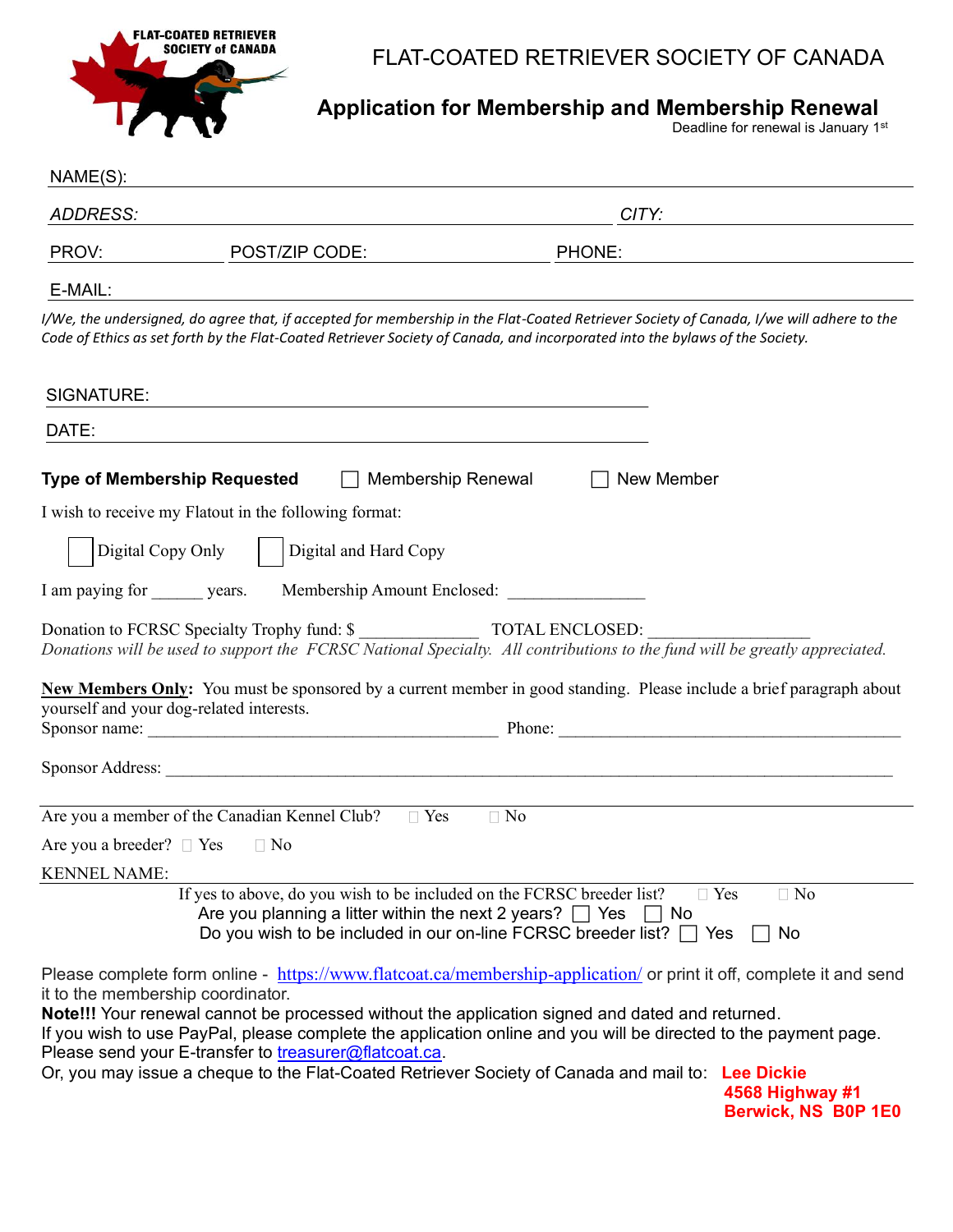FLAT-COATED RETRIEVER SOCIETY of CANADA

# FLAT-COATED RETRIEVER SOCIETY OF CANADA

## Application for Membership and Membership Renewal

Deadline for renewal is January 1st

NAME(S): ______________________________

*ADDRESS:* ______________________________ *CITY:* ______________________________

PROV: __________ POST/ZIP CODE: ______________________________ PHONE: ______________________________

E-MAIL: ______________________________

*I/We, the undersigned, do agree that, if accepted for membership in the Flat-Coated Retriever Society of Canada, I/we will adhere to the Code of Ethics as set forth by the Flat-Coated Retriever Society of Canada, and incorporated into the bylaws of the Society.*

SIGNATURE: ______________________________

DATE: ______________________________

**Type of Membership Requested** ☐ Membership Renewal ☐ New Member

I wish to receive my Flatout in the following format:

☐ Digital Copy Only ☐ Digital and Hard Copy

I am paying for ______ years. Membership Amount Enclosed: _______________

Donation to FCRSC Specialty Trophy fund: $ _____________ TOTAL ENCLOSED: _________________

*Donations will be used to support the FCRSC National Specialty. All contributions to the fund will be greatly appreciated.*

**New Members Only:** You must be sponsored by a current member in good standing. Please include a brief paragraph about yourself and your dog-related interests.

Sponsor name: ______________________________ Phone: ______________________________

Sponsor Address: ______________________________

Are you a member of the Canadian Kennel Club? ☐ Yes ☐ No

Are you a breeder? ☐ Yes ☐ No

KENNEL NAME: ______________________________

If yes to above, do you wish to be included on the FCRSC breeder list? ☐ Yes ☐ No

Are you planning a litter within the next 2 years? ☐ Yes ☐ No

Do you wish to be included in our on-line FCRSC breeder list? ☐ Yes ☐ No

Please complete form online - https://www.flatcoat.ca/membership-application/ or print it off, complete it and send it to the membership coordinator.

**Note!!!** Your renewal cannot be processed without the application signed and dated and returned.

If you wish to use PayPal, please complete the application online and you will be directed to the payment page.

Please send your E-transfer to treasurer@flatcoat.ca.

Or, you may issue a cheque to the Flat-Coated Retriever Society of Canada and mail to: **Lee Dickie**
**4568 Highway #1**
**Berwick, NS B0P 1E0**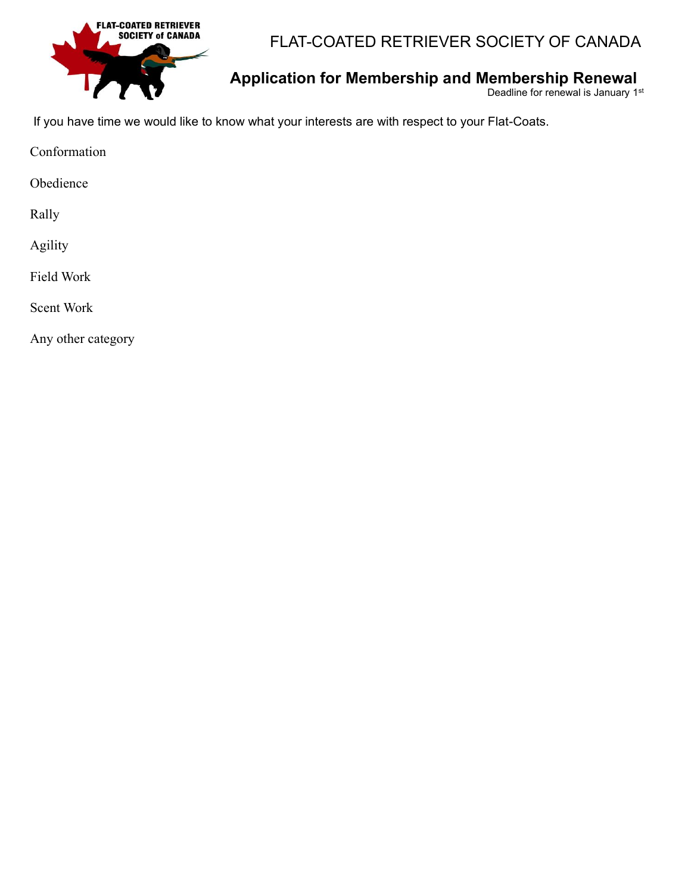# FLAT-COATED RETRIEVER SOCIETY OF CANADA

## Application for Membership and Membership Renewal

Deadline for renewal is January 1st

If you have time we would like to know what your interests are with respect to your Flat-Coats.

Conformation

Obedience

Rally

Agility

Field Work

Scent Work

Any other category